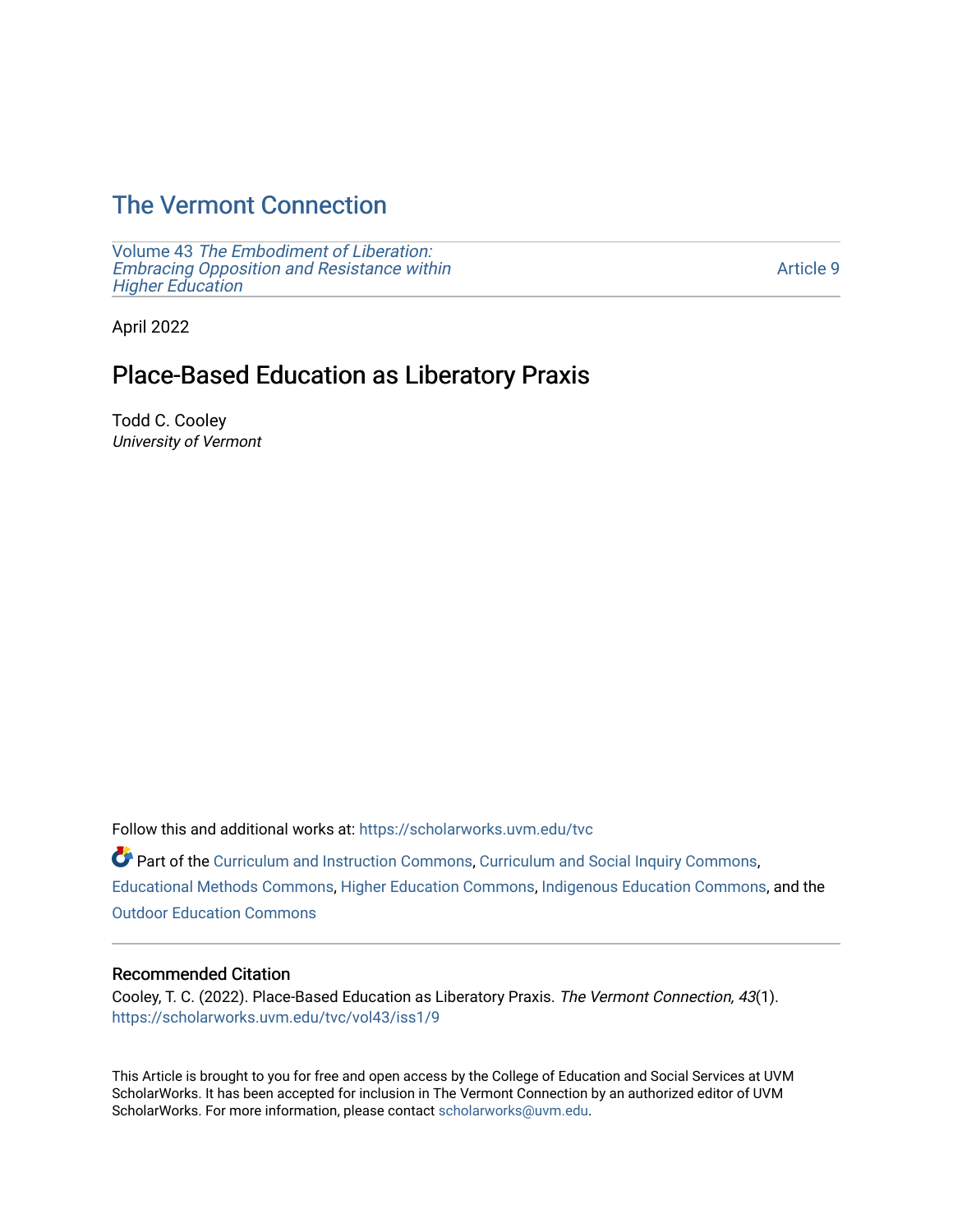# The Vermont Connection

Volume 43 *The Embodiment of Liberation: Embracing Opposition and Resistance within Higher Education* — Article 9

April 2022

## Place-Based Education as Liberatory Praxis

Todd C. Cooley
*University of Vermont*

Follow this and additional works at: https://scholarworks.uvm.edu/tvc

Part of the Curriculum and Instruction Commons, Curriculum and Social Inquiry Commons, Educational Methods Commons, Higher Education Commons, Indigenous Education Commons, and the Outdoor Education Commons

### Recommended Citation

Cooley, T. C. (2022). Place-Based Education as Liberatory Praxis. *The Vermont Connection, 43*(1). https://scholarworks.uvm.edu/tvc/vol43/iss1/9

This Article is brought to you for free and open access by the College of Education and Social Services at UVM ScholarWorks. It has been accepted for inclusion in The Vermont Connection by an authorized editor of UVM ScholarWorks. For more information, please contact scholarworks@uvm.edu.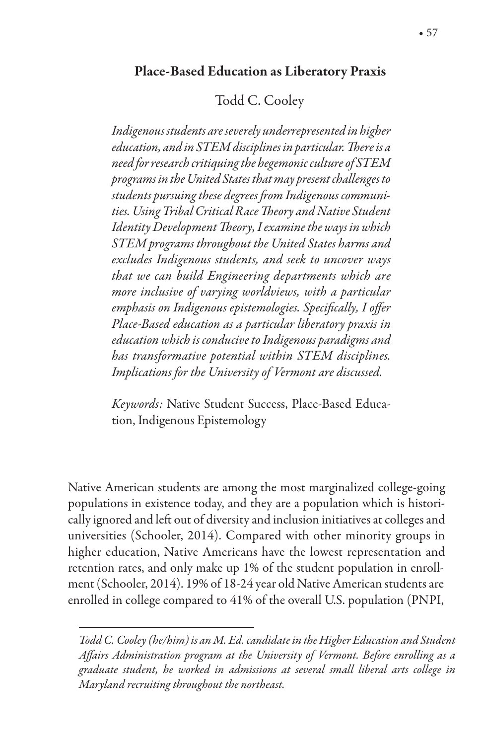## Place-Based Education as Liberatory Praxis

Todd C. Cooley

*Indigenous students are severely underrepresented in higher education, and in STEM disciplines in particular. There is a need for research critiquing the hegemonic culture of STEM programs in the United States that may present challenges to students pursuing these degrees from Indigenous communities. Using Tribal Critical Race Theory and Native Student Identity Development Theory, I examine the ways in which STEM programs throughout the United States harms and excludes Indigenous students, and seek to uncover ways that we can build Engineering departments which are more inclusive of varying worldviews, with a particular emphasis on Indigenous epistemologies. Specifically, I offer Place-Based education as a particular liberatory praxis in education which is conducive to Indigenous paradigms and has transformative potential within STEM disciplines. Implications for the University of Vermont are discussed.*

*Keywords:* Native Student Success, Place-Based Education, Indigenous Epistemology

Native American students are among the most marginalized college-going populations in existence today, and they are a population which is historically ignored and left out of diversity and inclusion initiatives at colleges and universities (Schooler, 2014). Compared with other minority groups in higher education, Native Americans have the lowest representation and retention rates, and only make up 1% of the student population in enrollment (Schooler, 2014). 19% of 18-24 year old Native American students are enrolled in college compared to 41% of the overall U.S. population (PNPI,

---

*Todd C. Cooley (he/him) is an M. Ed. candidate in the Higher Education and Student Affairs Administration program at the University of Vermont. Before enrolling as a graduate student, he worked in admissions at several small liberal arts college in Maryland recruiting throughout the northeast.*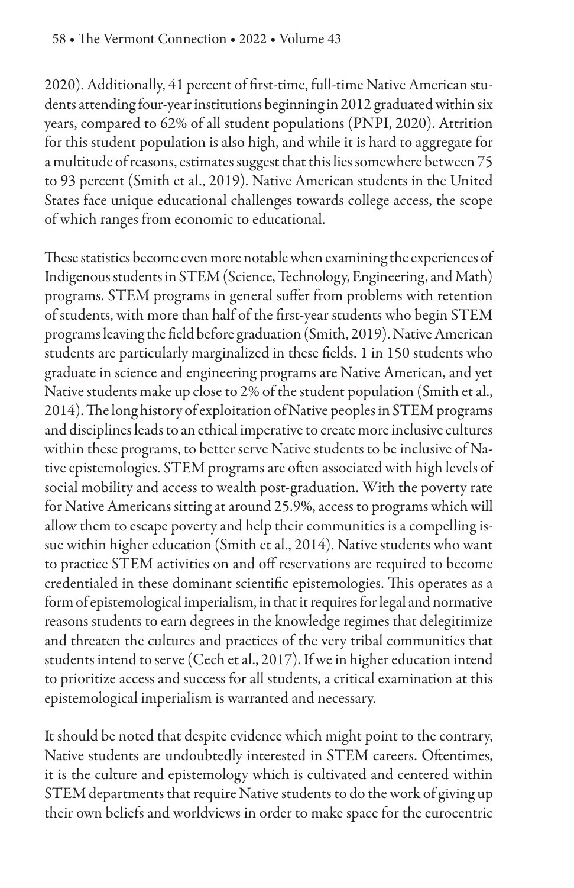2020). Additionally, 41 percent of first-time, full-time Native American students attending four-year institutions beginning in 2012 graduated within six years, compared to 62% of all student populations (PNPI, 2020). Attrition for this student population is also high, and while it is hard to aggregate for a multitude of reasons, estimates suggest that this lies somewhere between 75 to 93 percent (Smith et al., 2019). Native American students in the United States face unique educational challenges towards college access, the scope of which ranges from economic to educational.

These statistics become even more notable when examining the experiences of Indigenous students in STEM (Science, Technology, Engineering, and Math) programs. STEM programs in general suffer from problems with retention of students, with more than half of the first-year students who begin STEM programs leaving the field before graduation (Smith, 2019). Native American students are particularly marginalized in these fields. 1 in 150 students who graduate in science and engineering programs are Native American, and yet Native students make up close to 2% of the student population (Smith et al., 2014). The long history of exploitation of Native peoples in STEM programs and disciplines leads to an ethical imperative to create more inclusive cultures within these programs, to better serve Native students to be inclusive of Native epistemologies. STEM programs are often associated with high levels of social mobility and access to wealth post-graduation. With the poverty rate for Native Americans sitting at around 25.9%, access to programs which will allow them to escape poverty and help their communities is a compelling issue within higher education (Smith et al., 2014). Native students who want to practice STEM activities on and off reservations are required to become credentialed in these dominant scientific epistemologies. This operates as a form of epistemological imperialism, in that it requires for legal and normative reasons students to earn degrees in the knowledge regimes that delegitimize and threaten the cultures and practices of the very tribal communities that students intend to serve (Cech et al., 2017). If we in higher education intend to prioritize access and success for all students, a critical examination at this epistemological imperialism is warranted and necessary.

It should be noted that despite evidence which might point to the contrary, Native students are undoubtedly interested in STEM careers. Oftentimes, it is the culture and epistemology which is cultivated and centered within STEM departments that require Native students to do the work of giving up their own beliefs and worldviews in order to make space for the eurocentric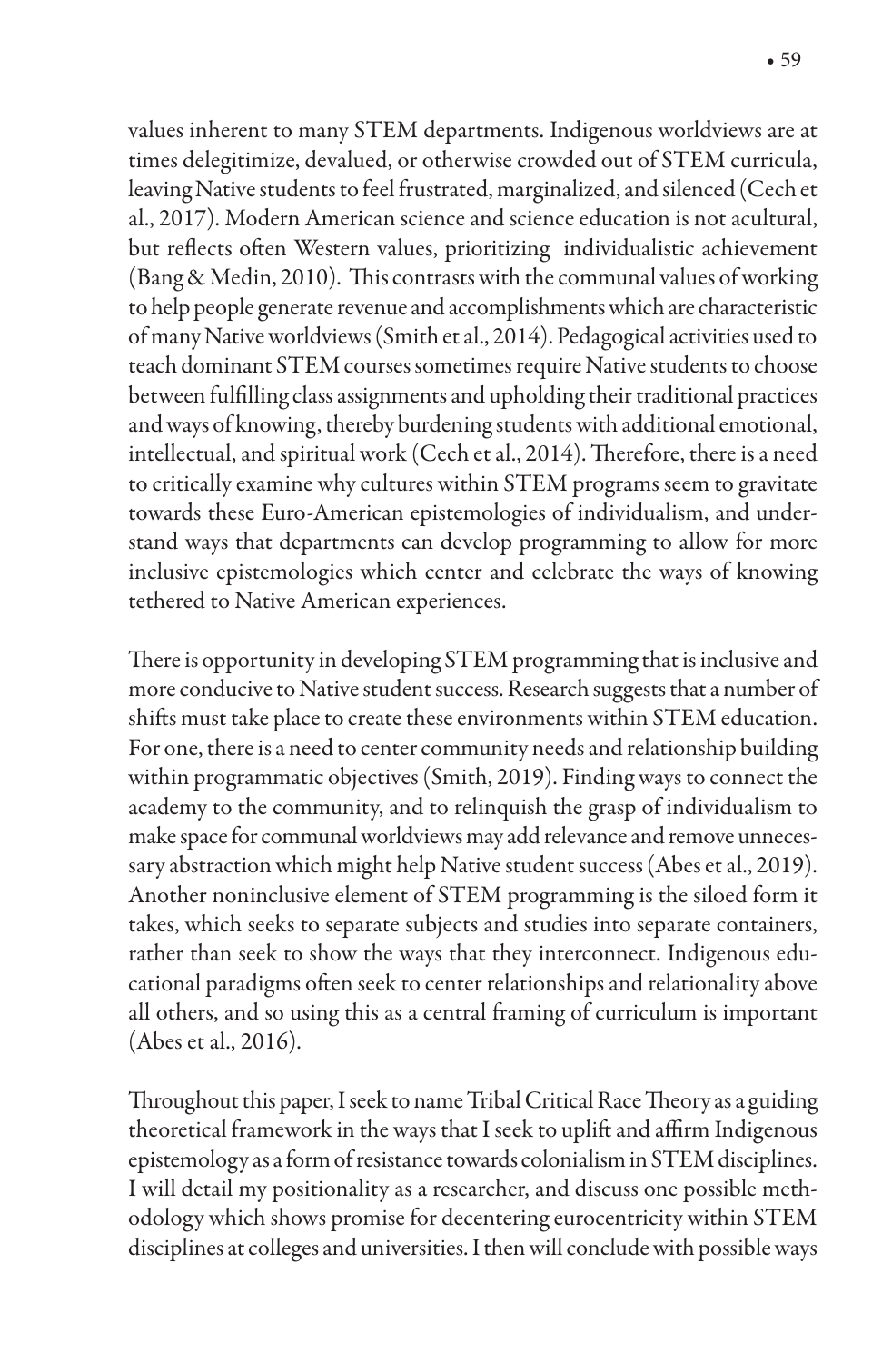values inherent to many STEM departments. Indigenous worldviews are at times delegitimize, devalued, or otherwise crowded out of STEM curricula, leaving Native students to feel frustrated, marginalized, and silenced (Cech et al., 2017). Modern American science and science education is not acultural, but reflects often Western values, prioritizing individualistic achievement (Bang & Medin, 2010). This contrasts with the communal values of working to help people generate revenue and accomplishments which are characteristic of many Native worldviews (Smith et al., 2014). Pedagogical activities used to teach dominant STEM courses sometimes require Native students to choose between fulfilling class assignments and upholding their traditional practices and ways of knowing, thereby burdening students with additional emotional, intellectual, and spiritual work (Cech et al., 2014). Therefore, there is a need to critically examine why cultures within STEM programs seem to gravitate towards these Euro-American epistemologies of individualism, and understand ways that departments can develop programming to allow for more inclusive epistemologies which center and celebrate the ways of knowing tethered to Native American experiences.

There is opportunity in developing STEM programming that is inclusive and more conducive to Native student success. Research suggests that a number of shifts must take place to create these environments within STEM education. For one, there is a need to center community needs and relationship building within programmatic objectives (Smith, 2019). Finding ways to connect the academy to the community, and to relinquish the grasp of individualism to make space for communal worldviews may add relevance and remove unnecessary abstraction which might help Native student success (Abes et al., 2019). Another noninclusive element of STEM programming is the siloed form it takes, which seeks to separate subjects and studies into separate containers, rather than seek to show the ways that they interconnect. Indigenous educational paradigms often seek to center relationships and relationality above all others, and so using this as a central framing of curriculum is important (Abes et al., 2016).

Throughout this paper, I seek to name Tribal Critical Race Theory as a guiding theoretical framework in the ways that I seek to uplift and affirm Indigenous epistemology as a form of resistance towards colonialism in STEM disciplines. I will detail my positionality as a researcher, and discuss one possible methodology which shows promise for decentering eurocentricity within STEM disciplines at colleges and universities. I then will conclude with possible ways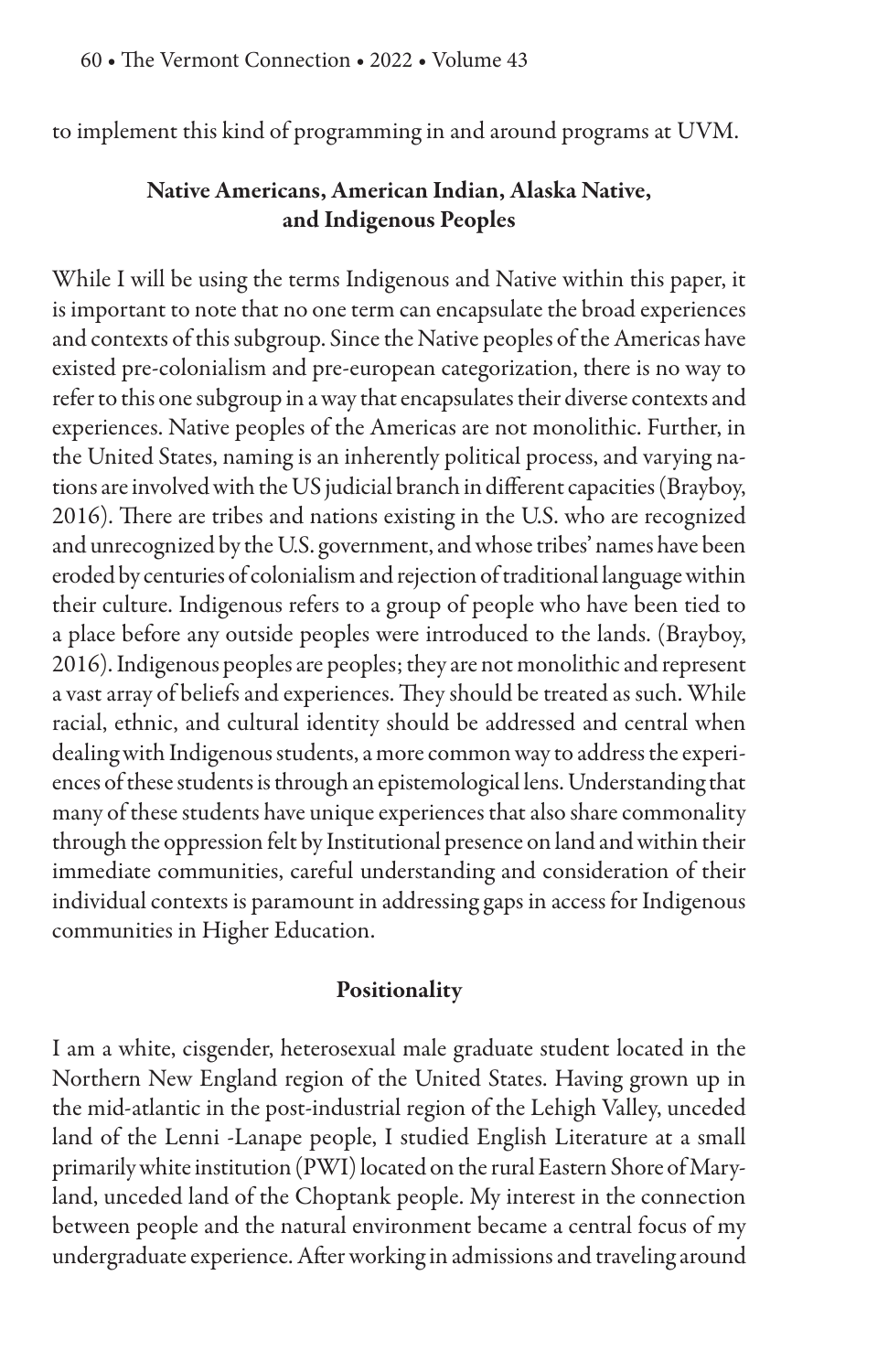to implement this kind of programming in and around programs at UVM.

## Native Americans, American Indian, Alaska Native, and Indigenous Peoples

While I will be using the terms Indigenous and Native within this paper, it is important to note that no one term can encapsulate the broad experiences and contexts of this subgroup. Since the Native peoples of the Americas have existed pre-colonialism and pre-european categorization, there is no way to refer to this one subgroup in a way that encapsulates their diverse contexts and experiences. Native peoples of the Americas are not monolithic. Further, in the United States, naming is an inherently political process, and varying nations are involved with the US judicial branch in different capacities (Brayboy, 2016). There are tribes and nations existing in the U.S. who are recognized and unrecognized by the U.S. government, and whose tribes' names have been eroded by centuries of colonialism and rejection of traditional language within their culture. Indigenous refers to a group of people who have been tied to a place before any outside peoples were introduced to the lands. (Brayboy, 2016). Indigenous peoples are peoples; they are not monolithic and represent a vast array of beliefs and experiences. They should be treated as such. While racial, ethnic, and cultural identity should be addressed and central when dealing with Indigenous students, a more common way to address the experiences of these students is through an epistemological lens. Understanding that many of these students have unique experiences that also share commonality through the oppression felt by Institutional presence on land and within their immediate communities, careful understanding and consideration of their individual contexts is paramount in addressing gaps in access for Indigenous communities in Higher Education.

## Positionality

I am a white, cisgender, heterosexual male graduate student located in the Northern New England region of the United States. Having grown up in the mid-atlantic in the post-industrial region of the Lehigh Valley, unceded land of the Lenni -Lanape people, I studied English Literature at a small primarily white institution (PWI) located on the rural Eastern Shore of Maryland, unceded land of the Choptank people. My interest in the connection between people and the natural environment became a central focus of my undergraduate experience. After working in admissions and traveling around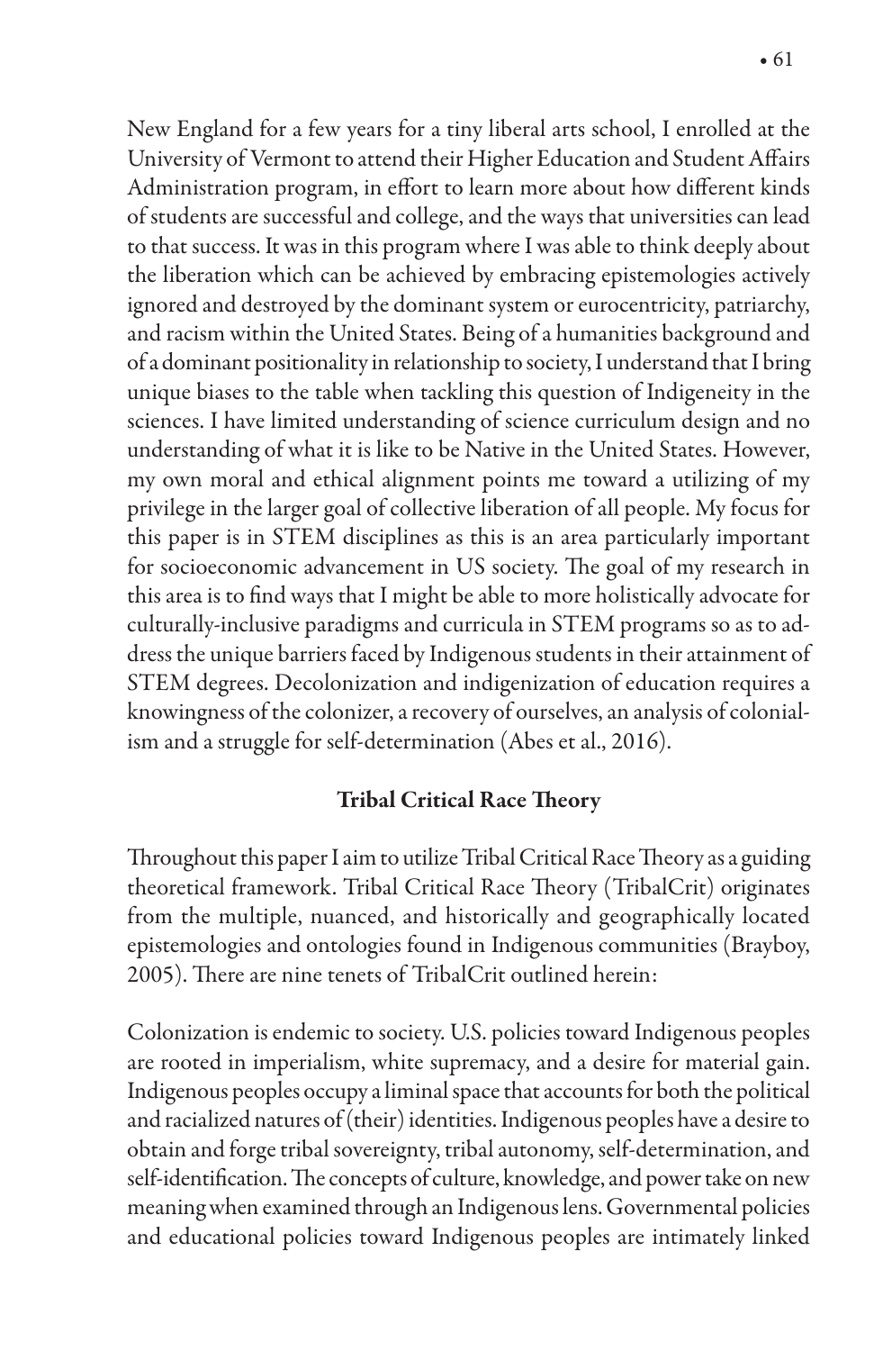New England for a few years for a tiny liberal arts school, I enrolled at the University of Vermont to attend their Higher Education and Student Affairs Administration program, in effort to learn more about how different kinds of students are successful and college, and the ways that universities can lead to that success. It was in this program where I was able to think deeply about the liberation which can be achieved by embracing epistemologies actively ignored and destroyed by the dominant system or eurocentricity, patriarchy, and racism within the United States. Being of a humanities background and of a dominant positionality in relationship to society, I understand that I bring unique biases to the table when tackling this question of Indigeneity in the sciences. I have limited understanding of science curriculum design and no understanding of what it is like to be Native in the United States. However, my own moral and ethical alignment points me toward a utilizing of my privilege in the larger goal of collective liberation of all people. My focus for this paper is in STEM disciplines as this is an area particularly important for socioeconomic advancement in US society. The goal of my research in this area is to find ways that I might be able to more holistically advocate for culturally-inclusive paradigms and curricula in STEM programs so as to address the unique barriers faced by Indigenous students in their attainment of STEM degrees. Decolonization and indigenization of education requires a knowingness of the colonizer, a recovery of ourselves, an analysis of colonialism and a struggle for self-determination (Abes et al., 2016).

## Tribal Critical Race Theory

Throughout this paper I aim to utilize Tribal Critical Race Theory as a guiding theoretical framework. Tribal Critical Race Theory (TribalCrit) originates from the multiple, nuanced, and historically and geographically located epistemologies and ontologies found in Indigenous communities (Brayboy, 2005). There are nine tenets of TribalCrit outlined herein:

Colonization is endemic to society. U.S. policies toward Indigenous peoples are rooted in imperialism, white supremacy, and a desire for material gain. Indigenous peoples occupy a liminal space that accounts for both the political and racialized natures of (their) identities. Indigenous peoples have a desire to obtain and forge tribal sovereignty, tribal autonomy, self-determination, and self-identification. The concepts of culture, knowledge, and power take on new meaning when examined through an Indigenous lens. Governmental policies and educational policies toward Indigenous peoples are intimately linked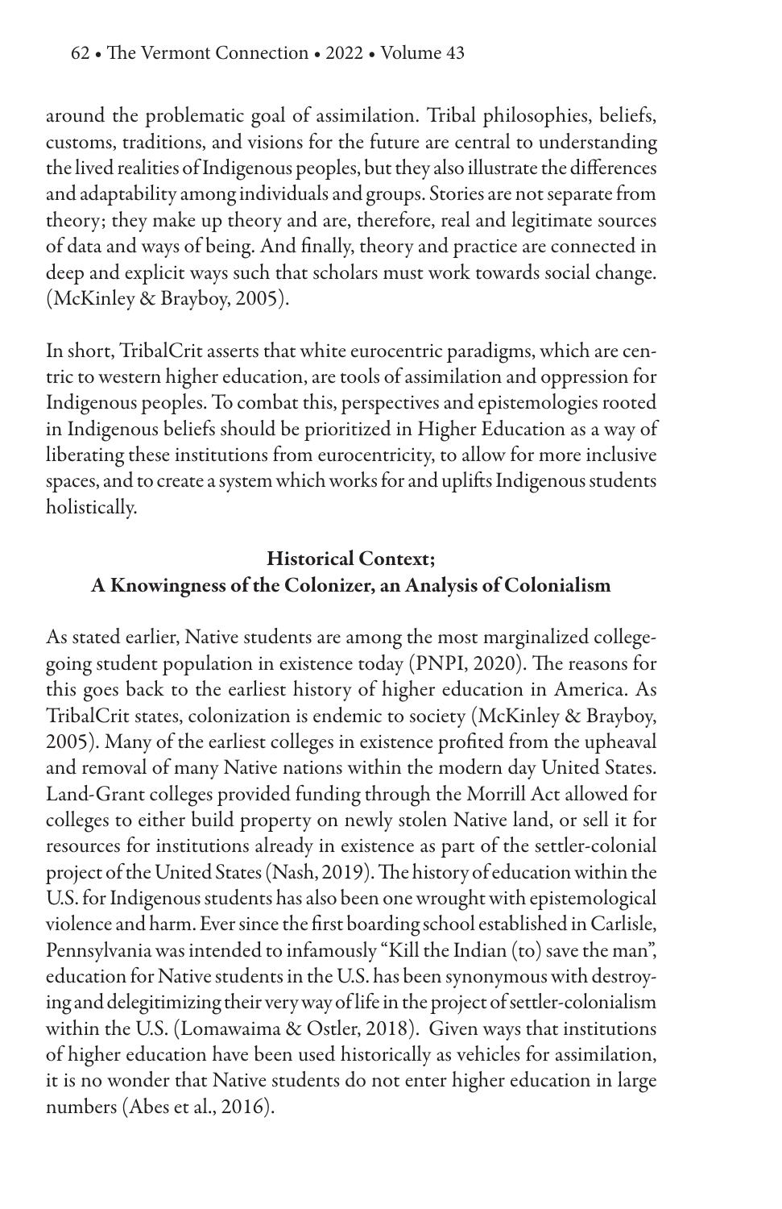around the problematic goal of assimilation. Tribal philosophies, beliefs, customs, traditions, and visions for the future are central to understanding the lived realities of Indigenous peoples, but they also illustrate the differences and adaptability among individuals and groups. Stories are not separate from theory; they make up theory and are, therefore, real and legitimate sources of data and ways of being. And finally, theory and practice are connected in deep and explicit ways such that scholars must work towards social change. (McKinley & Brayboy, 2005).

In short, TribalCrit asserts that white eurocentric paradigms, which are centric to western higher education, are tools of assimilation and oppression for Indigenous peoples. To combat this, perspectives and epistemologies rooted in Indigenous beliefs should be prioritized in Higher Education as a way of liberating these institutions from eurocentricity, to allow for more inclusive spaces, and to create a system which works for and uplifts Indigenous students holistically.

## Historical Context; A Knowingness of the Colonizer, an Analysis of Colonialism

As stated earlier, Native students are among the most marginalized college-going student population in existence today (PNPI, 2020). The reasons for this goes back to the earliest history of higher education in America. As TribalCrit states, colonization is endemic to society (McKinley & Brayboy, 2005). Many of the earliest colleges in existence profited from the upheaval and removal of many Native nations within the modern day United States. Land-Grant colleges provided funding through the Morrill Act allowed for colleges to either build property on newly stolen Native land, or sell it for resources for institutions already in existence as part of the settler-colonial project of the United States (Nash, 2019). The history of education within the U.S. for Indigenous students has also been one wrought with epistemological violence and harm. Ever since the first boarding school established in Carlisle, Pennsylvania was intended to infamously "Kill the Indian (to) save the man", education for Native students in the U.S. has been synonymous with destroying and delegitimizing their very way of life in the project of settler-colonialism within the U.S. (Lomawaima & Ostler, 2018). Given ways that institutions of higher education have been used historically as vehicles for assimilation, it is no wonder that Native students do not enter higher education in large numbers (Abes et al., 2016).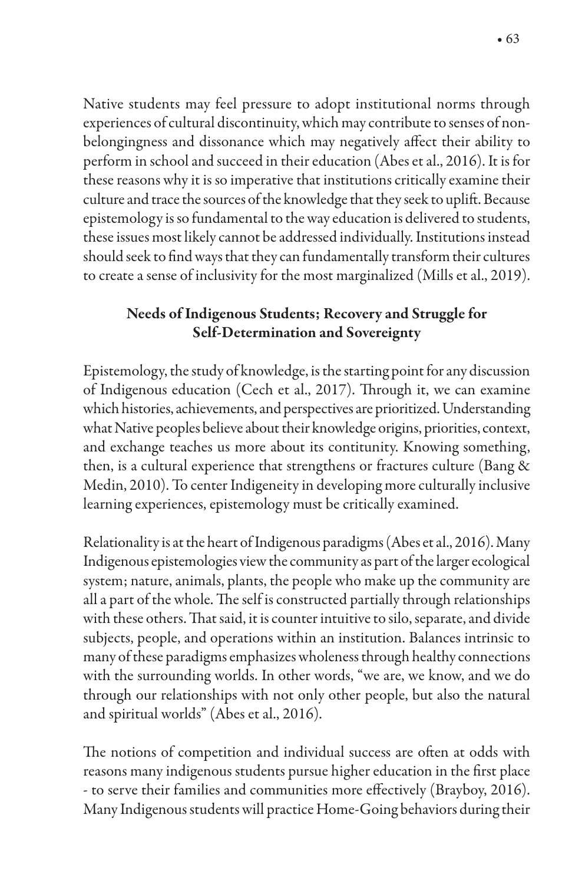Native students may feel pressure to adopt institutional norms through experiences of cultural discontinuity, which may contribute to senses of non-belongingness and dissonance which may negatively affect their ability to perform in school and succeed in their education (Abes et al., 2016). It is for these reasons why it is so imperative that institutions critically examine their culture and trace the sources of the knowledge that they seek to uplift. Because epistemology is so fundamental to the way education is delivered to students, these issues most likely cannot be addressed individually. Institutions instead should seek to find ways that they can fundamentally transform their cultures to create a sense of inclusivity for the most marginalized (Mills et al., 2019).

## Needs of Indigenous Students; Recovery and Struggle for Self-Determination and Sovereignty

Epistemology, the study of knowledge, is the starting point for any discussion of Indigenous education (Cech et al., 2017). Through it, we can examine which histories, achievements, and perspectives are prioritized. Understanding what Native peoples believe about their knowledge origins, priorities, context, and exchange teaches us more about its contitunity. Knowing something, then, is a cultural experience that strengthens or fractures culture (Bang & Medin, 2010). To center Indigeneity in developing more culturally inclusive learning experiences, epistemology must be critically examined.

Relationality is at the heart of Indigenous paradigms (Abes et al., 2016). Many Indigenous epistemologies view the community as part of the larger ecological system; nature, animals, plants, the people who make up the community are all a part of the whole. The self is constructed partially through relationships with these others. That said, it is counter intuitive to silo, separate, and divide subjects, people, and operations within an institution. Balances intrinsic to many of these paradigms emphasizes wholeness through healthy connections with the surrounding worlds. In other words, "we are, we know, and we do through our relationships with not only other people, but also the natural and spiritual worlds" (Abes et al., 2016).

The notions of competition and individual success are often at odds with reasons many indigenous students pursue higher education in the first place - to serve their families and communities more effectively (Brayboy, 2016). Many Indigenous students will practice Home-Going behaviors during their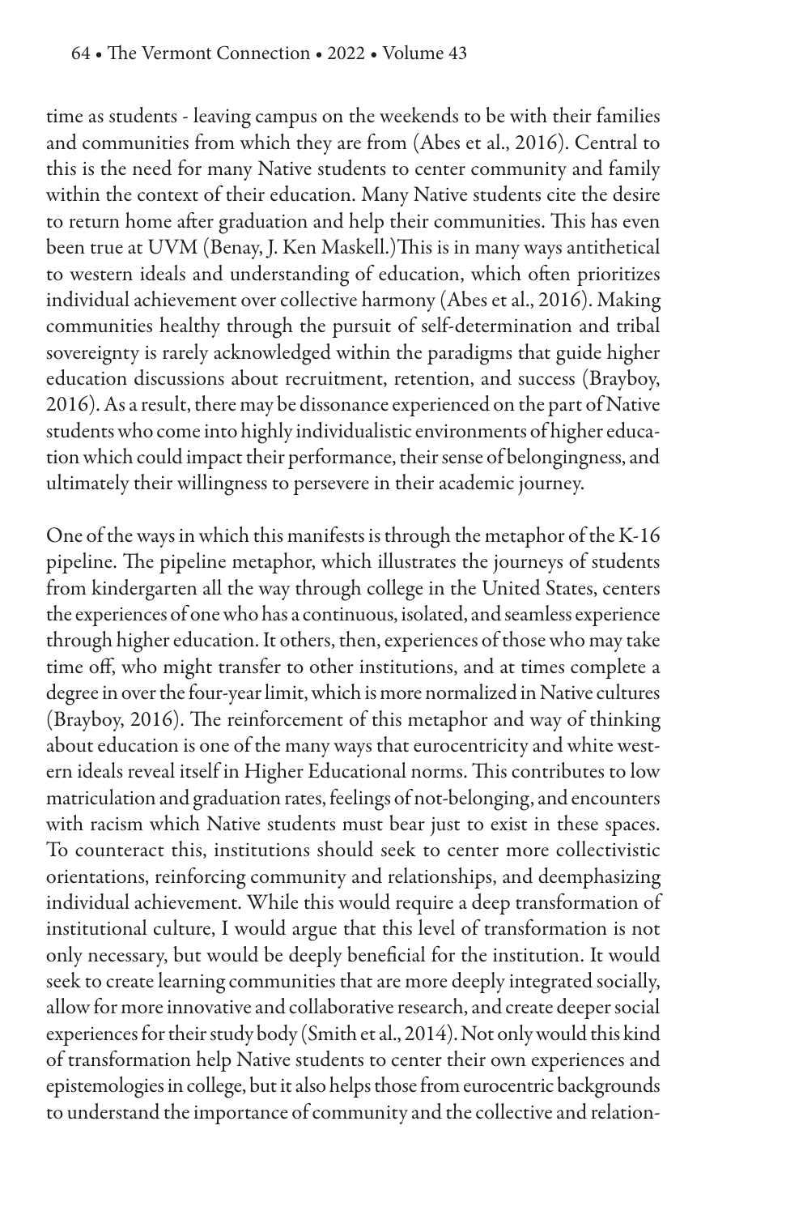time as students - leaving campus on the weekends to be with their families and communities from which they are from (Abes et al., 2016). Central to this is the need for many Native students to center community and family within the context of their education. Many Native students cite the desire to return home after graduation and help their communities. This has even been true at UVM (Benay, J. Ken Maskell.)This is in many ways antithetical to western ideals and understanding of education, which often prioritizes individual achievement over collective harmony (Abes et al., 2016). Making communities healthy through the pursuit of self-determination and tribal sovereignty is rarely acknowledged within the paradigms that guide higher education discussions about recruitment, retention, and success (Brayboy, 2016). As a result, there may be dissonance experienced on the part of Native students who come into highly individualistic environments of higher education which could impact their performance, their sense of belongingness, and ultimately their willingness to persevere in their academic journey.

One of the ways in which this manifests is through the metaphor of the K-16 pipeline. The pipeline metaphor, which illustrates the journeys of students from kindergarten all the way through college in the United States, centers the experiences of one who has a continuous, isolated, and seamless experience through higher education. It others, then, experiences of those who may take time off, who might transfer to other institutions, and at times complete a degree in over the four-year limit, which is more normalized in Native cultures (Brayboy, 2016). The reinforcement of this metaphor and way of thinking about education is one of the many ways that eurocentricity and white western ideals reveal itself in Higher Educational norms. This contributes to low matriculation and graduation rates, feelings of not-belonging, and encounters with racism which Native students must bear just to exist in these spaces. To counteract this, institutions should seek to center more collectivistic orientations, reinforcing community and relationships, and deemphasizing individual achievement. While this would require a deep transformation of institutional culture, I would argue that this level of transformation is not only necessary, but would be deeply beneficial for the institution. It would seek to create learning communities that are more deeply integrated socially, allow for more innovative and collaborative research, and create deeper social experiences for their study body (Smith et al., 2014). Not only would this kind of transformation help Native students to center their own experiences and epistemologies in college, but it also helps those from eurocentric backgrounds to understand the importance of community and the collective and relation-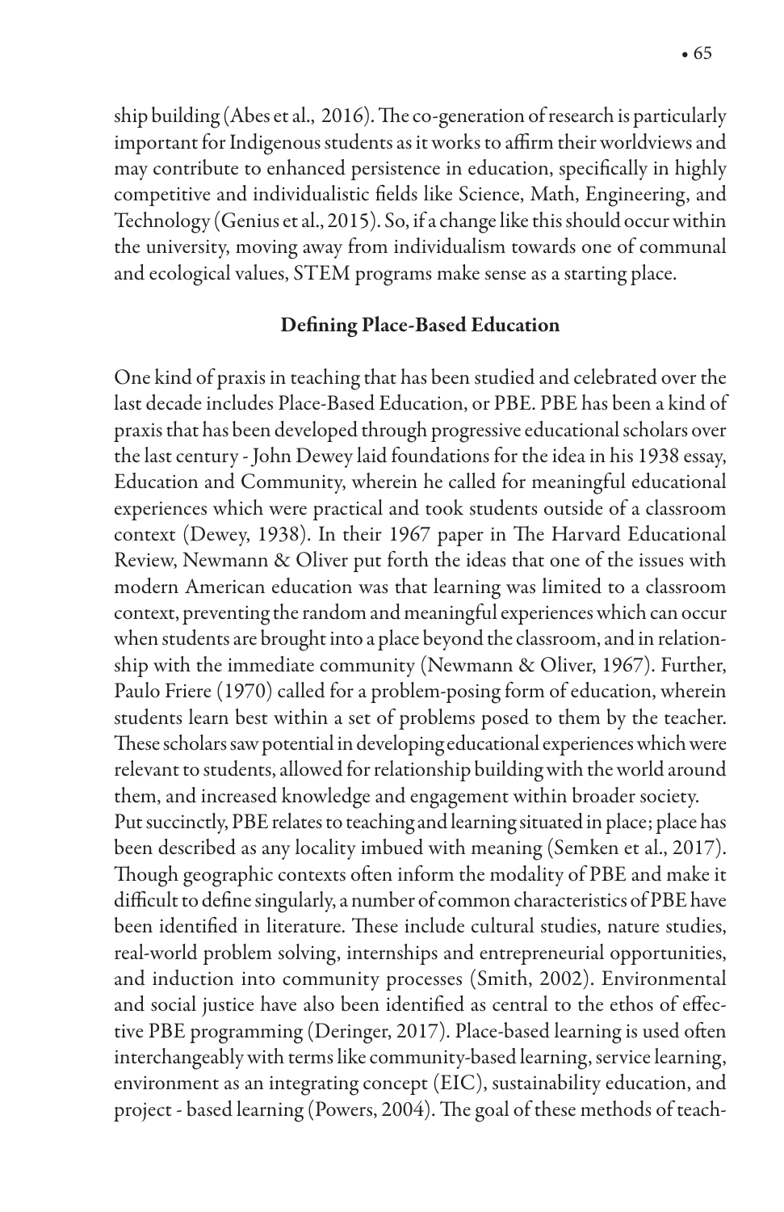ship building (Abes et al., 2016). The co-generation of research is particularly important for Indigenous students as it works to affirm their worldviews and may contribute to enhanced persistence in education, specifically in highly competitive and individualistic fields like Science, Math, Engineering, and Technology (Genius et al., 2015). So, if a change like this should occur within the university, moving away from individualism towards one of communal and ecological values, STEM programs make sense as a starting place.

## Defining Place-Based Education

One kind of praxis in teaching that has been studied and celebrated over the last decade includes Place-Based Education, or PBE. PBE has been a kind of praxis that has been developed through progressive educational scholars over the last century - John Dewey laid foundations for the idea in his 1938 essay, Education and Community, wherein he called for meaningful educational experiences which were practical and took students outside of a classroom context (Dewey, 1938). In their 1967 paper in The Harvard Educational Review, Newmann & Oliver put forth the ideas that one of the issues with modern American education was that learning was limited to a classroom context, preventing the random and meaningful experiences which can occur when students are brought into a place beyond the classroom, and in relationship with the immediate community (Newmann & Oliver, 1967). Further, Paulo Friere (1970) called for a problem-posing form of education, wherein students learn best within a set of problems posed to them by the teacher. These scholars saw potential in developing educational experiences which were relevant to students, allowed for relationship building with the world around them, and increased knowledge and engagement within broader society.

Put succinctly, PBE relates to teaching and learning situated in place; place has been described as any locality imbued with meaning (Semken et al., 2017). Though geographic contexts often inform the modality of PBE and make it difficult to define singularly, a number of common characteristics of PBE have been identified in literature. These include cultural studies, nature studies, real-world problem solving, internships and entrepreneurial opportunities, and induction into community processes (Smith, 2002). Environmental and social justice have also been identified as central to the ethos of effective PBE programming (Deringer, 2017). Place-based learning is used often interchangeably with terms like community-based learning, service learning, environment as an integrating concept (EIC), sustainability education, and project - based learning (Powers, 2004). The goal of these methods of teach-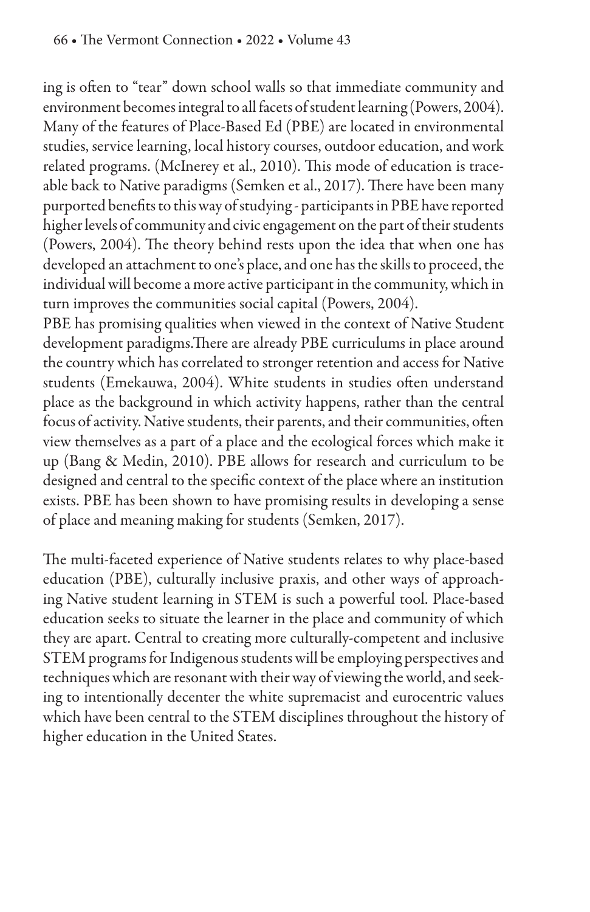ing is often to "tear" down school walls so that immediate community and environment becomes integral to all facets of student learning (Powers, 2004). Many of the features of Place-Based Ed (PBE) are located in environmental studies, service learning, local history courses, outdoor education, and work related programs. (McInerey et al., 2010). This mode of education is traceable back to Native paradigms (Semken et al., 2017). There have been many purported benefits to this way of studying - participants in PBE have reported higher levels of community and civic engagement on the part of their students (Powers, 2004). The theory behind rests upon the idea that when one has developed an attachment to one's place, and one has the skills to proceed, the individual will become a more active participant in the community, which in turn improves the communities social capital (Powers, 2004).

PBE has promising qualities when viewed in the context of Native Student development paradigms.There are already PBE curriculums in place around the country which has correlated to stronger retention and access for Native students (Emekauwa, 2004). White students in studies often understand place as the background in which activity happens, rather than the central focus of activity. Native students, their parents, and their communities, often view themselves as a part of a place and the ecological forces which make it up (Bang & Medin, 2010). PBE allows for research and curriculum to be designed and central to the specific context of the place where an institution exists. PBE has been shown to have promising results in developing a sense of place and meaning making for students (Semken, 2017).

The multi-faceted experience of Native students relates to why place-based education (PBE), culturally inclusive praxis, and other ways of approaching Native student learning in STEM is such a powerful tool. Place-based education seeks to situate the learner in the place and community of which they are apart. Central to creating more culturally-competent and inclusive STEM programs for Indigenous students will be employing perspectives and techniques which are resonant with their way of viewing the world, and seeking to intentionally decenter the white supremacist and eurocentric values which have been central to the STEM disciplines throughout the history of higher education in the United States.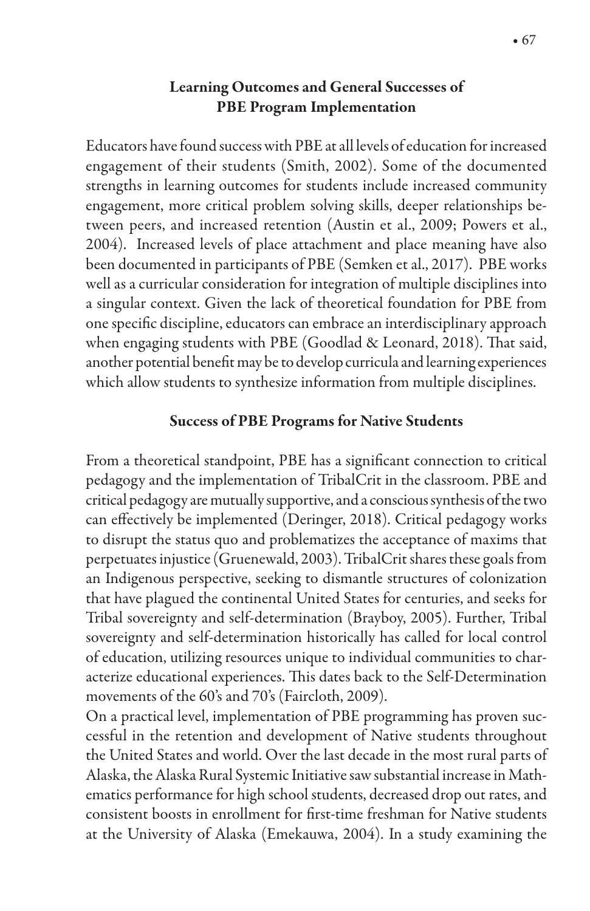## Learning Outcomes and General Successes of PBE Program Implementation

Educators have found success with PBE at all levels of education for increased engagement of their students (Smith, 2002). Some of the documented strengths in learning outcomes for students include increased community engagement, more critical problem solving skills, deeper relationships between peers, and increased retention (Austin et al., 2009; Powers et al., 2004). Increased levels of place attachment and place meaning have also been documented in participants of PBE (Semken et al., 2017). PBE works well as a curricular consideration for integration of multiple disciplines into a singular context. Given the lack of theoretical foundation for PBE from one specific discipline, educators can embrace an interdisciplinary approach when engaging students with PBE (Goodlad & Leonard, 2018). That said, another potential benefit may be to develop curricula and learning experiences which allow students to synthesize information from multiple disciplines.

## Success of PBE Programs for Native Students

From a theoretical standpoint, PBE has a significant connection to critical pedagogy and the implementation of TribalCrit in the classroom. PBE and critical pedagogy are mutually supportive, and a conscious synthesis of the two can effectively be implemented (Deringer, 2018). Critical pedagogy works to disrupt the status quo and problematizes the acceptance of maxims that perpetuates injustice (Gruenewald, 2003). TribalCrit shares these goals from an Indigenous perspective, seeking to dismantle structures of colonization that have plagued the continental United States for centuries, and seeks for Tribal sovereignty and self-determination (Brayboy, 2005). Further, Tribal sovereignty and self-determination historically has called for local control of education, utilizing resources unique to individual communities to characterize educational experiences. This dates back to the Self-Determination movements of the 60's and 70's (Faircloth, 2009).

On a practical level, implementation of PBE programming has proven successful in the retention and development of Native students throughout the United States and world. Over the last decade in the most rural parts of Alaska, the Alaska Rural Systemic Initiative saw substantial increase in Mathematics performance for high school students, decreased drop out rates, and consistent boosts in enrollment for first-time freshman for Native students at the University of Alaska (Emekauwa, 2004). In a study examining the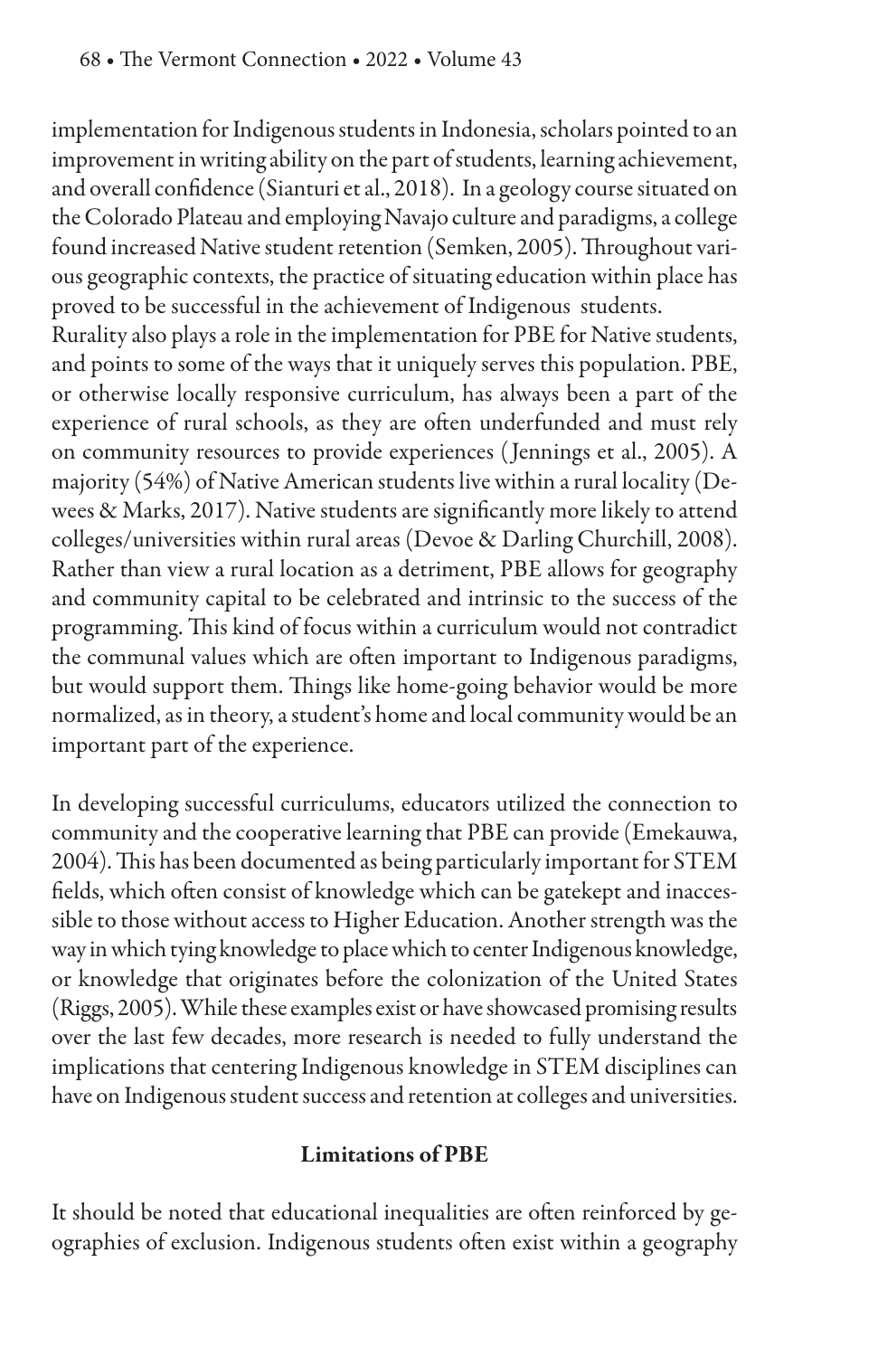implementation for Indigenous students in Indonesia, scholars pointed to an improvement in writing ability on the part of students, learning achievement, and overall confidence (Sianturi et al., 2018). In a geology course situated on the Colorado Plateau and employing Navajo culture and paradigms, a college found increased Native student retention (Semken, 2005). Throughout various geographic contexts, the practice of situating education within place has proved to be successful in the achievement of Indigenous students.

Rurality also plays a role in the implementation for PBE for Native students, and points to some of the ways that it uniquely serves this population. PBE, or otherwise locally responsive curriculum, has always been a part of the experience of rural schools, as they are often underfunded and must rely on community resources to provide experiences (Jennings et al., 2005). A majority (54%) of Native American students live within a rural locality (Dewees & Marks, 2017). Native students are significantly more likely to attend colleges/universities within rural areas (Devoe & Darling Churchill, 2008). Rather than view a rural location as a detriment, PBE allows for geography and community capital to be celebrated and intrinsic to the success of the programming. This kind of focus within a curriculum would not contradict the communal values which are often important to Indigenous paradigms, but would support them. Things like home-going behavior would be more normalized, as in theory, a student's home and local community would be an important part of the experience.

In developing successful curriculums, educators utilized the connection to community and the cooperative learning that PBE can provide (Emekauwa, 2004). This has been documented as being particularly important for STEM fields, which often consist of knowledge which can be gatekept and inaccessible to those without access to Higher Education. Another strength was the way in which tying knowledge to place which to center Indigenous knowledge, or knowledge that originates before the colonization of the United States (Riggs, 2005). While these examples exist or have showcased promising results over the last few decades, more research is needed to fully understand the implications that centering Indigenous knowledge in STEM disciplines can have on Indigenous student success and retention at colleges and universities.

## Limitations of PBE

It should be noted that educational inequalities are often reinforced by geographies of exclusion. Indigenous students often exist within a geography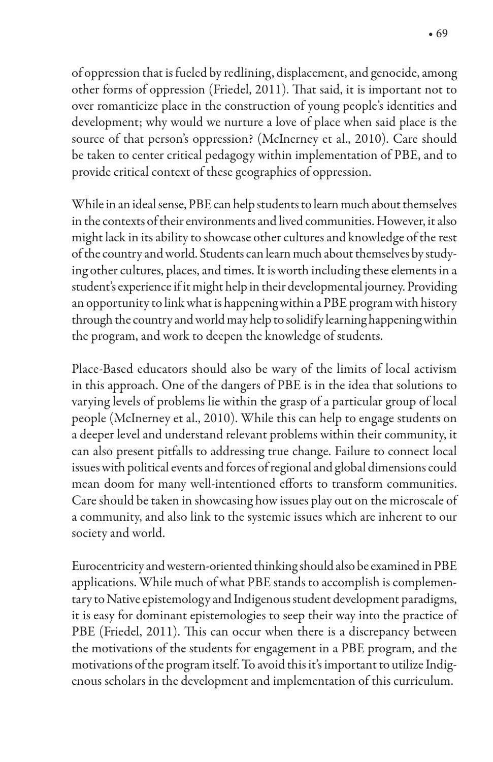of oppression that is fueled by redlining, displacement, and genocide, among other forms of oppression (Friedel, 2011). That said, it is important not to over romanticize place in the construction of young people's identities and development; why would we nurture a love of place when said place is the source of that person's oppression? (McInerney et al., 2010). Care should be taken to center critical pedagogy within implementation of PBE, and to provide critical context of these geographies of oppression.

While in an ideal sense, PBE can help students to learn much about themselves in the contexts of their environments and lived communities. However, it also might lack in its ability to showcase other cultures and knowledge of the rest of the country and world. Students can learn much about themselves by studying other cultures, places, and times. It is worth including these elements in a student's experience if it might help in their developmental journey. Providing an opportunity to link what is happening within a PBE program with history through the country and world may help to solidify learning happening within the program, and work to deepen the knowledge of students.

Place-Based educators should also be wary of the limits of local activism in this approach. One of the dangers of PBE is in the idea that solutions to varying levels of problems lie within the grasp of a particular group of local people (McInerney et al., 2010). While this can help to engage students on a deeper level and understand relevant problems within their community, it can also present pitfalls to addressing true change. Failure to connect local issues with political events and forces of regional and global dimensions could mean doom for many well-intentioned efforts to transform communities. Care should be taken in showcasing how issues play out on the microscale of a community, and also link to the systemic issues which are inherent to our society and world.

Eurocentricity and western-oriented thinking should also be examined in PBE applications. While much of what PBE stands to accomplish is complementary to Native epistemology and Indigenous student development paradigms, it is easy for dominant epistemologies to seep their way into the practice of PBE (Friedel, 2011). This can occur when there is a discrepancy between the motivations of the students for engagement in a PBE program, and the motivations of the program itself. To avoid this it's important to utilize Indigenous scholars in the development and implementation of this curriculum.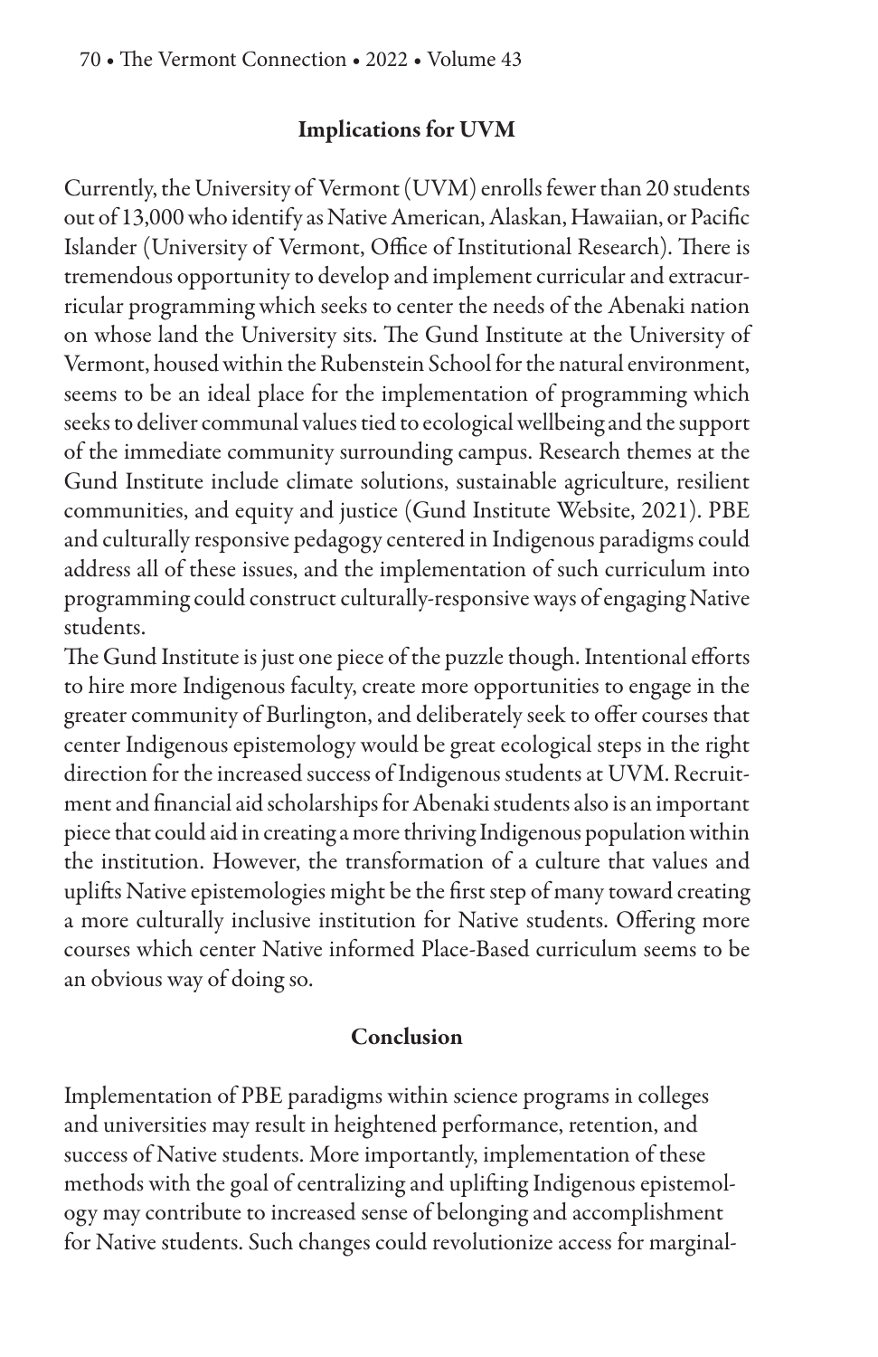## Implications for UVM

Currently, the University of Vermont (UVM) enrolls fewer than 20 students out of 13,000 who identify as Native American, Alaskan, Hawaiian, or Pacific Islander (University of Vermont, Office of Institutional Research). There is tremendous opportunity to develop and implement curricular and extracurricular programming which seeks to center the needs of the Abenaki nation on whose land the University sits. The Gund Institute at the University of Vermont, housed within the Rubenstein School for the natural environment, seems to be an ideal place for the implementation of programming which seeks to deliver communal values tied to ecological wellbeing and the support of the immediate community surrounding campus. Research themes at the Gund Institute include climate solutions, sustainable agriculture, resilient communities, and equity and justice (Gund Institute Website, 2021). PBE and culturally responsive pedagogy centered in Indigenous paradigms could address all of these issues, and the implementation of such curriculum into programming could construct culturally-responsive ways of engaging Native students.

The Gund Institute is just one piece of the puzzle though. Intentional efforts to hire more Indigenous faculty, create more opportunities to engage in the greater community of Burlington, and deliberately seek to offer courses that center Indigenous epistemology would be great ecological steps in the right direction for the increased success of Indigenous students at UVM. Recruitment and financial aid scholarships for Abenaki students also is an important piece that could aid in creating a more thriving Indigenous population within the institution. However, the transformation of a culture that values and uplifts Native epistemologies might be the first step of many toward creating a more culturally inclusive institution for Native students. Offering more courses which center Native informed Place-Based curriculum seems to be an obvious way of doing so.

## Conclusion

Implementation of PBE paradigms within science programs in colleges and universities may result in heightened performance, retention, and success of Native students. More importantly, implementation of these methods with the goal of centralizing and uplifting Indigenous epistemology may contribute to increased sense of belonging and accomplishment for Native students. Such changes could revolutionize access for marginal-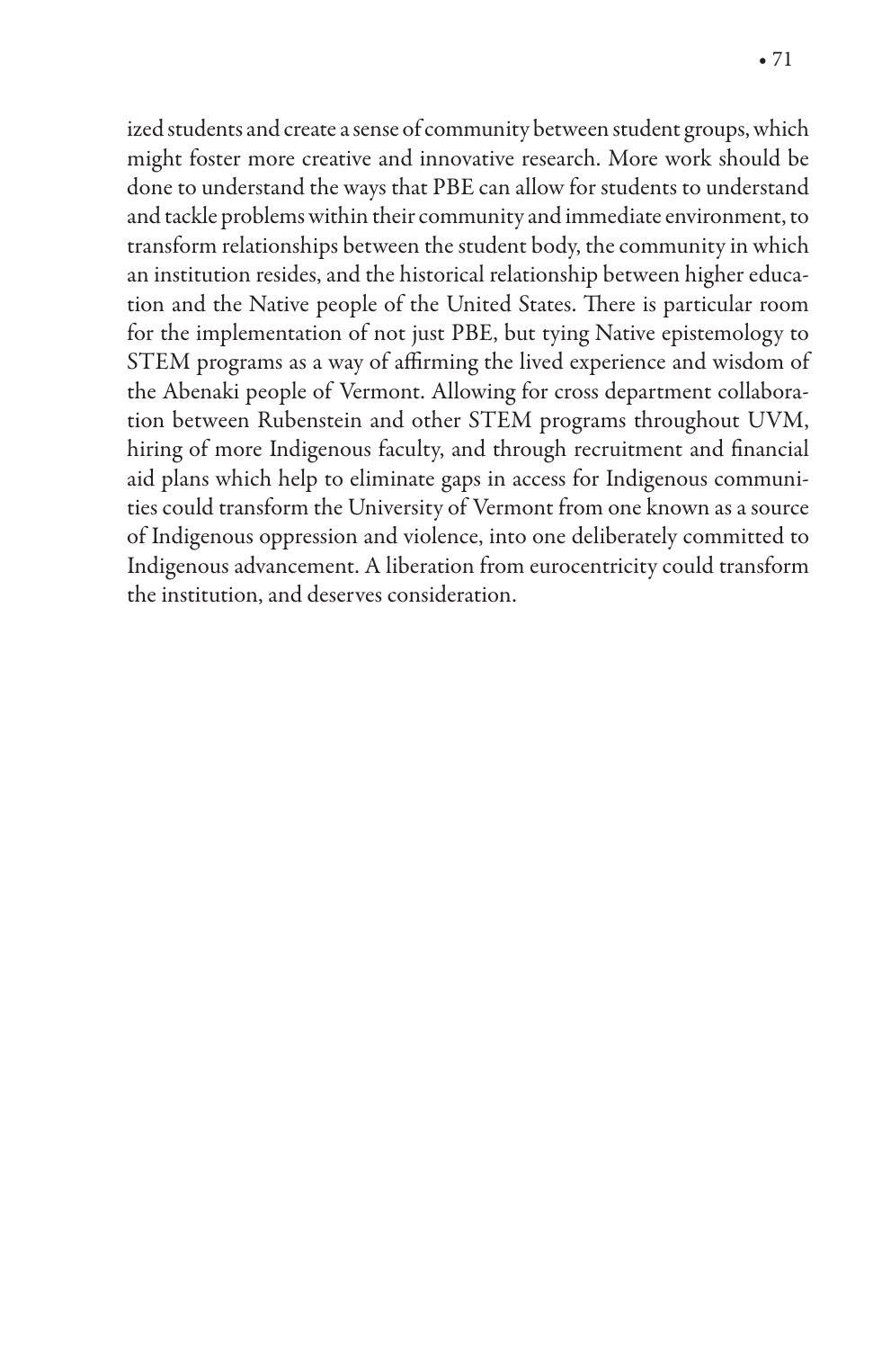ized students and create a sense of community between student groups, which might foster more creative and innovative research. More work should be done to understand the ways that PBE can allow for students to understand and tackle problems within their community and immediate environment, to transform relationships between the student body, the community in which an institution resides, and the historical relationship between higher education and the Native people of the United States. There is particular room for the implementation of not just PBE, but tying Native epistemology to STEM programs as a way of affirming the lived experience and wisdom of the Abenaki people of Vermont. Allowing for cross department collaboration between Rubenstein and other STEM programs throughout UVM, hiring of more Indigenous faculty, and through recruitment and financial aid plans which help to eliminate gaps in access for Indigenous communities could transform the University of Vermont from one known as a source of Indigenous oppression and violence, into one deliberately committed to Indigenous advancement. A liberation from eurocentricity could transform the institution, and deserves consideration.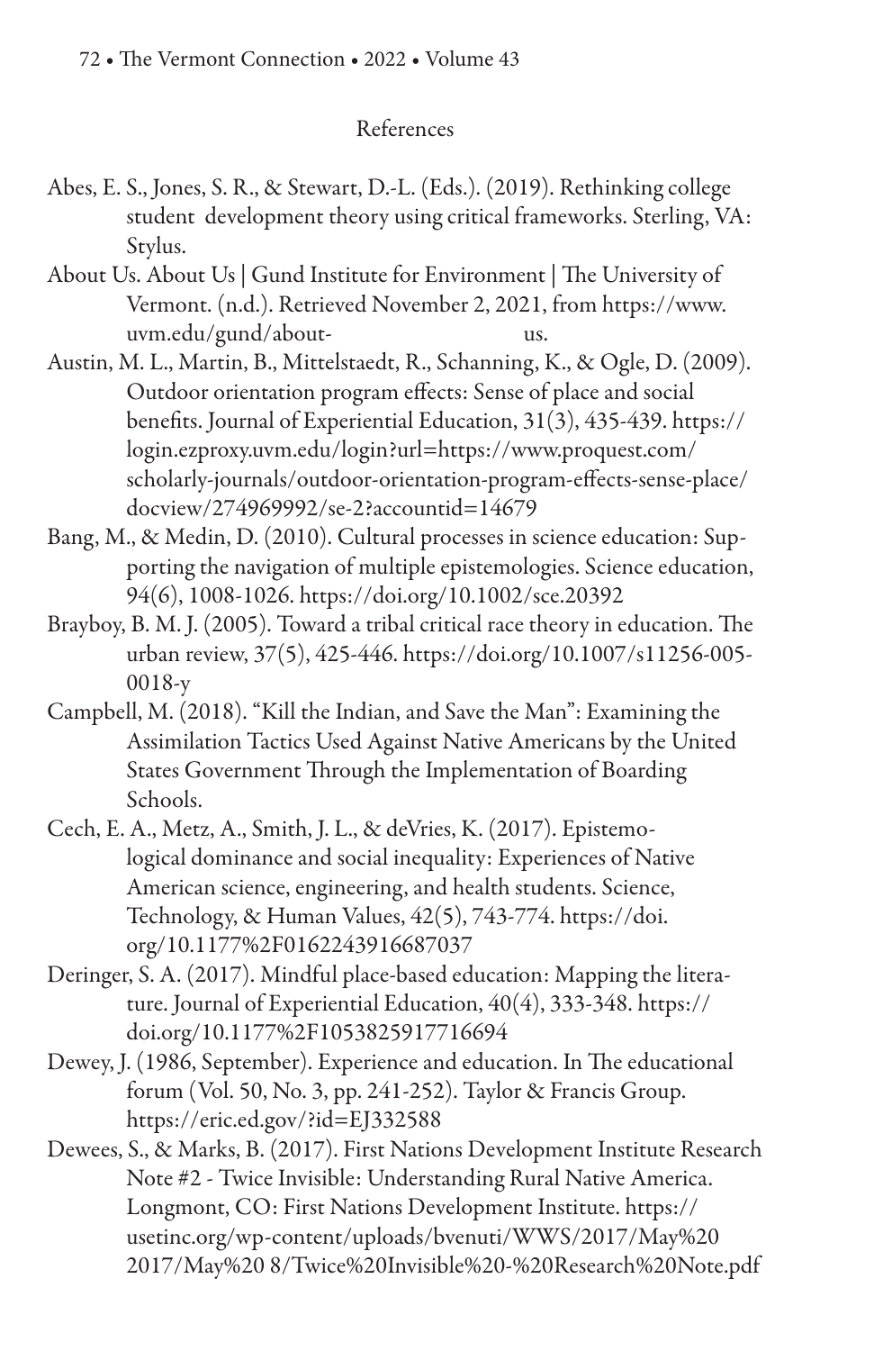## References

Abes, E. S., Jones, S. R., & Stewart, D.-L. (Eds.). (2019). Rethinking college student development theory using critical frameworks. Sterling, VA: Stylus.

About Us. About Us | Gund Institute for Environment | The University of Vermont. (n.d.). Retrieved November 2, 2021, from https://www.uvm.edu/gund/about-us.

Austin, M. L., Martin, B., Mittelstaedt, R., Schanning, K., & Ogle, D. (2009). Outdoor orientation program effects: Sense of place and social benefits. Journal of Experiential Education, 31(3), 435-439. https://login.ezproxy.uvm.edu/login?url=https://www.proquest.com/scholarly-journals/outdoor-orientation-program-effects-sense-place/docview/274969992/se-2?accountid=14679

Bang, M., & Medin, D. (2010). Cultural processes in science education: Supporting the navigation of multiple epistemologies. Science education, 94(6), 1008-1026. https://doi.org/10.1002/sce.20392

Brayboy, B. M. J. (2005). Toward a tribal critical race theory in education. The urban review, 37(5), 425-446. https://doi.org/10.1007/s11256-005-0018-y

Campbell, M. (2018). "Kill the Indian, and Save the Man": Examining the Assimilation Tactics Used Against Native Americans by the United States Government Through the Implementation of Boarding Schools.

Cech, E. A., Metz, A., Smith, J. L., & deVries, K. (2017). Epistemological dominance and social inequality: Experiences of Native American science, engineering, and health students. Science, Technology, & Human Values, 42(5), 743-774. https://doi.org/10.1177%2F0162243916687037

Deringer, S. A. (2017). Mindful place-based education: Mapping the literature. Journal of Experiential Education, 40(4), 333-348. https://doi.org/10.1177%2F1053825917716694

Dewey, J. (1986, September). Experience and education. In The educational forum (Vol. 50, No. 3, pp. 241-252). Taylor & Francis Group. https://eric.ed.gov/?id=EJ332588

Dewees, S., & Marks, B. (2017). First Nations Development Institute Research Note #2 - Twice Invisible: Understanding Rural Native America. Longmont, CO: First Nations Development Institute. https://usetinc.org/wp-content/uploads/bvenuti/WWS/2017/May%20 2017/May%20 8/Twice%20Invisible%20-%20Research%20Note.pdf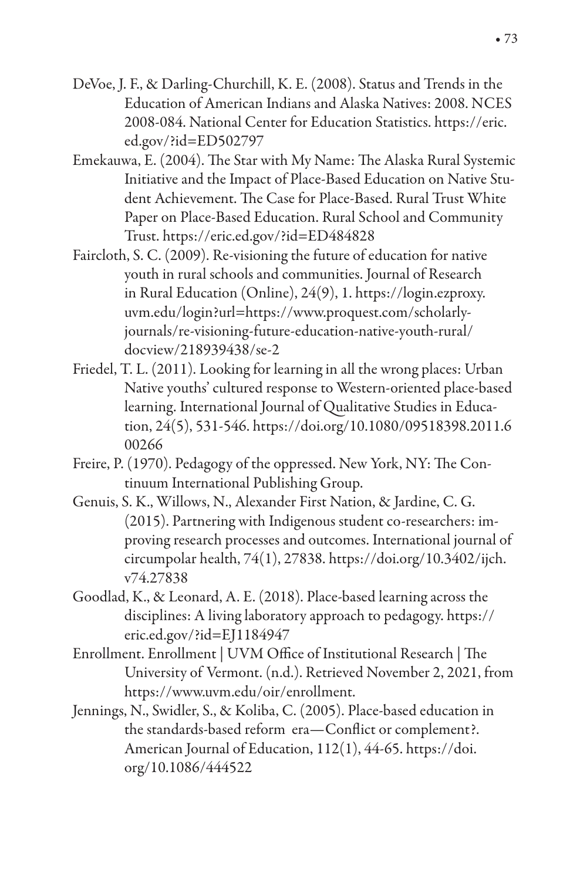DeVoe, J. F., & Darling-Churchill, K. E. (2008). Status and Trends in the Education of American Indians and Alaska Natives: 2008. NCES 2008-084. National Center for Education Statistics. https://eric.ed.gov/?id=ED502797

Emekauwa, E. (2004). The Star with My Name: The Alaska Rural Systemic Initiative and the Impact of Place-Based Education on Native Student Achievement. The Case for Place-Based. Rural Trust White Paper on Place-Based Education. Rural School and Community Trust. https://eric.ed.gov/?id=ED484828

Faircloth, S. C. (2009). Re-visioning the future of education for native youth in rural schools and communities. Journal of Research in Rural Education (Online), 24(9), 1. https://login.ezproxy.uvm.edu/login?url=https://www.proquest.com/scholarly-journals/re-visioning-future-education-native-youth-rural/docview/218939438/se-2

Friedel, T. L. (2011). Looking for learning in all the wrong places: Urban Native youths' cultured response to Western-oriented place-based learning. International Journal of Qualitative Studies in Education, 24(5), 531-546. https://doi.org/10.1080/09518398.2011.600266

Freire, P. (1970). Pedagogy of the oppressed. New York, NY: The Continuum International Publishing Group.

Genuis, S. K., Willows, N., Alexander First Nation, & Jardine, C. G. (2015). Partnering with Indigenous student co-researchers: improving research processes and outcomes. International journal of circumpolar health, 74(1), 27838. https://doi.org/10.3402/ijch.v74.27838

Goodlad, K., & Leonard, A. E. (2018). Place-based learning across the disciplines: A living laboratory approach to pedagogy. https://eric.ed.gov/?id=EJ1184947

Enrollment. Enrollment | UVM Office of Institutional Research | The University of Vermont. (n.d.). Retrieved November 2, 2021, from https://www.uvm.edu/oir/enrollment.

Jennings, N., Swidler, S., & Koliba, C. (2005). Place-based education in the standards-based reform era—Conflict or complement?. American Journal of Education, 112(1), 44-65. https://doi.org/10.1086/444522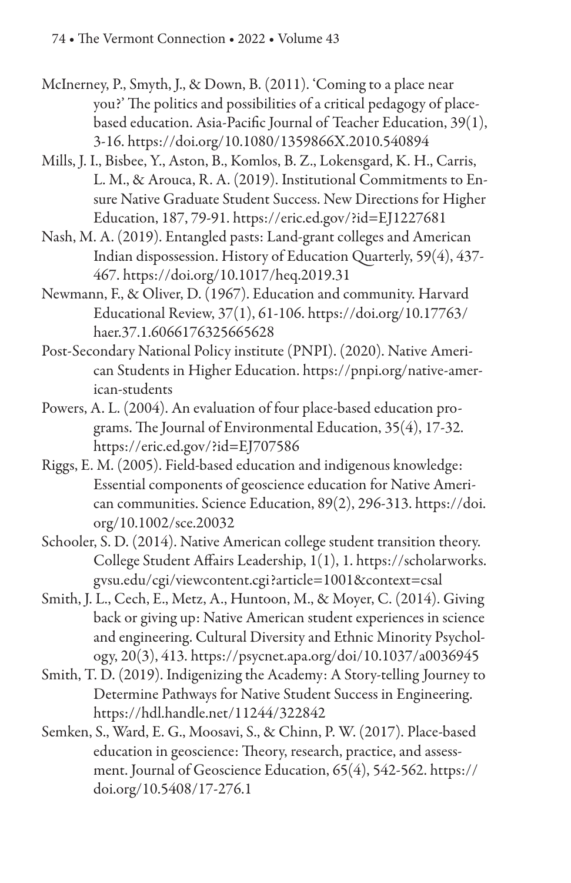McInerney, P., Smyth, J., & Down, B. (2011). 'Coming to a place near you?' The politics and possibilities of a critical pedagogy of place-based education. Asia-Pacific Journal of Teacher Education, 39(1), 3-16. https://doi.org/10.1080/1359866X.2010.540894

Mills, J. I., Bisbee, Y., Aston, B., Komlos, B. Z., Lokensgard, K. H., Carris, L. M., & Arouca, R. A. (2019). Institutional Commitments to Ensure Native Graduate Student Success. New Directions for Higher Education, 187, 79-91. https://eric.ed.gov/?id=EJ1227681

Nash, M. A. (2019). Entangled pasts: Land-grant colleges and American Indian dispossession. History of Education Quarterly, 59(4), 437-467. https://doi.org/10.1017/heq.2019.31

Newmann, F., & Oliver, D. (1967). Education and community. Harvard Educational Review, 37(1), 61-106. https://doi.org/10.17763/haer.37.1.6066176325665628

Post-Secondary National Policy institute (PNPI). (2020). Native American Students in Higher Education. https://pnpi.org/native-american-students

Powers, A. L. (2004). An evaluation of four place-based education programs. The Journal of Environmental Education, 35(4), 17-32. https://eric.ed.gov/?id=EJ707586

Riggs, E. M. (2005). Field-based education and indigenous knowledge: Essential components of geoscience education for Native American communities. Science Education, 89(2), 296-313. https://doi.org/10.1002/sce.20032

Schooler, S. D. (2014). Native American college student transition theory. College Student Affairs Leadership, 1(1), 1. https://scholarworks.gvsu.edu/cgi/viewcontent.cgi?article=1001&context=csal

Smith, J. L., Cech, E., Metz, A., Huntoon, M., & Moyer, C. (2014). Giving back or giving up: Native American student experiences in science and engineering. Cultural Diversity and Ethnic Minority Psychology, 20(3), 413. https://psycnet.apa.org/doi/10.1037/a0036945

Smith, T. D. (2019). Indigenizing the Academy: A Story-telling Journey to Determine Pathways for Native Student Success in Engineering. https://hdl.handle.net/11244/322842

Semken, S., Ward, E. G., Moosavi, S., & Chinn, P. W. (2017). Place-based education in geoscience: Theory, research, practice, and assessment. Journal of Geoscience Education, 65(4), 542-562. https://doi.org/10.5408/17-276.1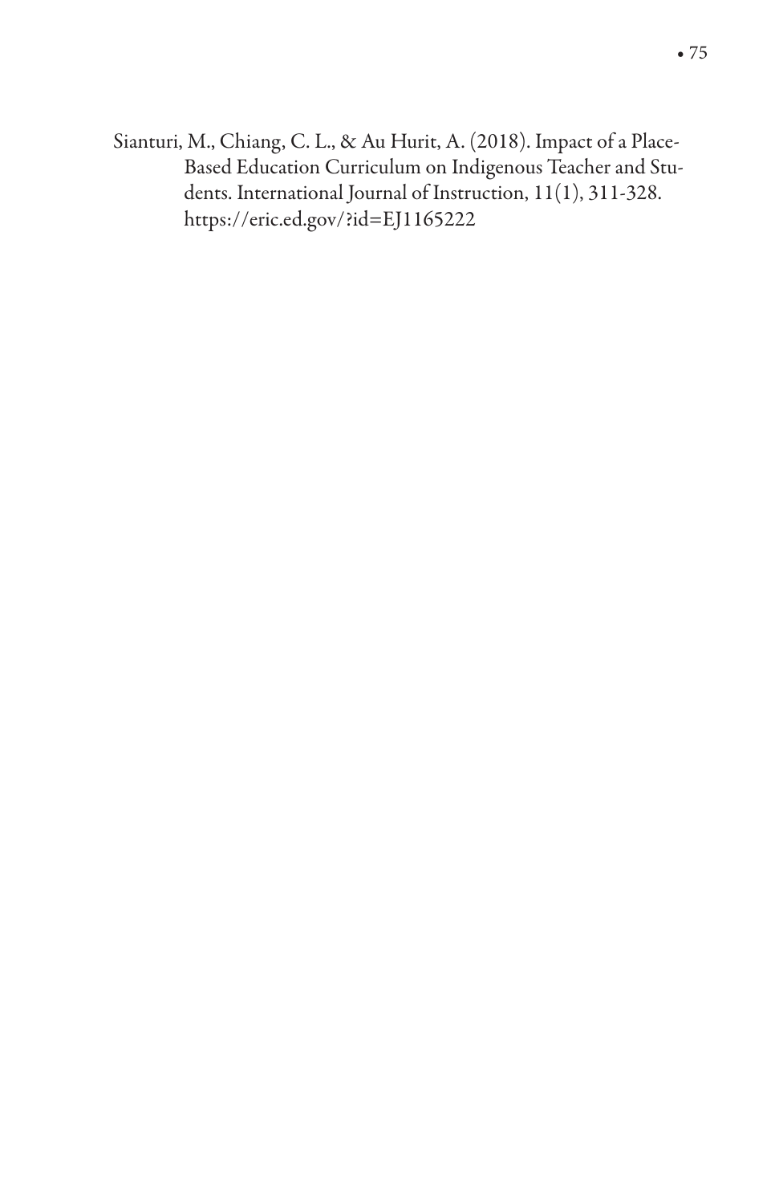Sianturi, M., Chiang, C. L., & Au Hurit, A. (2018). Impact of a Place-Based Education Curriculum on Indigenous Teacher and Students. International Journal of Instruction, 11(1), 311-328. https://eric.ed.gov/?id=EJ1165222